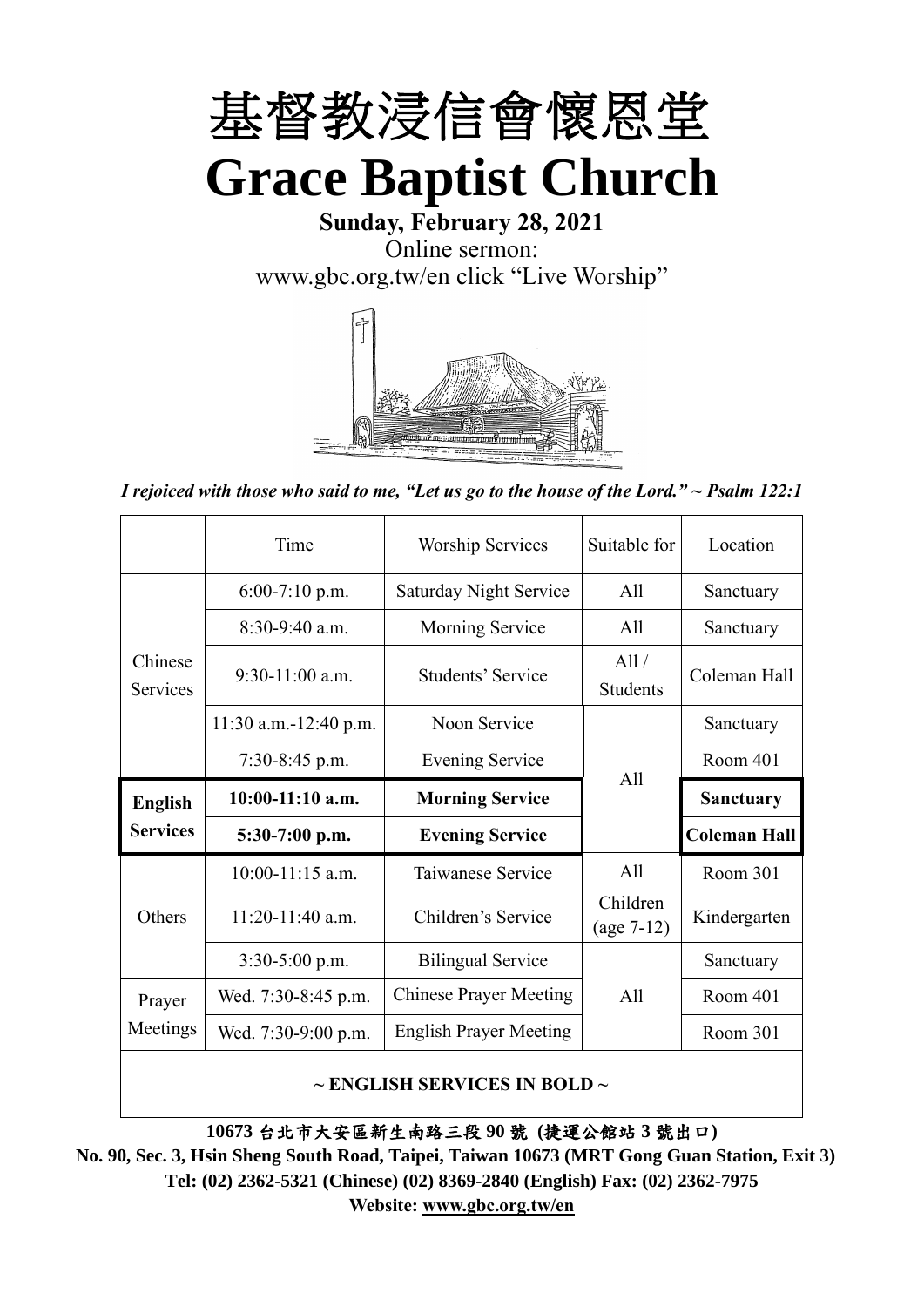# 基督教浸信會懷恩堂

# Grace Baptist Church

**Sunday, February 28, 2021**

Online sermon:

www.gbc.org.tw/en click "Live Worship"

*I rejoiced with those who said to me, "Let us go to the house of the Lord." ~ Psalm 122:1*

| | Time | Worship Services | Suitable for | Location |
|---|---|---|---|---|
| Chinese Services | 6:00-7:10 p.m. | Saturday Night Service | All | Sanctuary |
| | 8:30-9:40 a.m. | Morning Service | All | Sanctuary |
| | 9:30-11:00 a.m. | Students' Service | All / Students | Coleman Hall |
| | 11:30 a.m.-12:40 p.m. | Noon Service | All | Sanctuary |
| | 7:30-8:45 p.m. | Evening Service | | Room 401 |
| **English Services** | **10:00-11:10 a.m.** | **Morning Service** | | **Sanctuary** |
| | **5:30-7:00 p.m.** | **Evening Service** | | **Coleman Hall** |
| Others | 10:00-11:15 a.m. | Taiwanese Service | All | Room 301 |
| | 11:20-11:40 a.m. | Children's Service | Children (age 7-12) | Kindergarten |
| | 3:30-5:00 p.m. | Bilingual Service | All | Sanctuary |
| Prayer Meetings | Wed. 7:30-8:45 p.m. | Chinese Prayer Meeting | | Room 401 |
| | Wed. 7:30-9:00 p.m. | English Prayer Meeting | | Room 301 |

**~ ENGLISH SERVICES IN BOLD ~**

**10673 台北市大安區新生南路三段 90 號 (捷運公館站 3 號出口)**

**No. 90, Sec. 3, Hsin Sheng South Road, Taipei, Taiwan 10673 (MRT Gong Guan Station, Exit 3)**

**Tel: (02) 2362-5321 (Chinese) (02) 8369-2840 (English) Fax: (02) 2362-7975**

**Website: www.gbc.org.tw/en**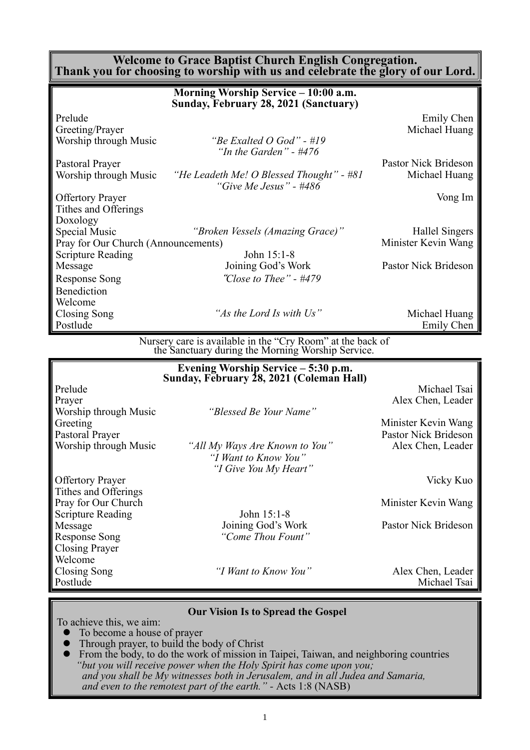# Welcome to Grace Baptist Church English Congregation.
# Thank you for choosing to worship with us and celebrate the glory of our Lord.

## Morning Worship Service – 10:00 a.m.
### Sunday, February 28, 2021 (Sanctuary)

| | | |
|---|---|---|
| Prelude | | Emily Chen |
| Greeting/Prayer | | Michael Huang |
| Worship through Music | *"Be Exalted O God" - #19*<br>*"In the Garden" - #476* | |
| Pastoral Prayer | | Pastor Nick Brideson |
| Worship through Music | *"He Leadeth Me! O Blessed Thought" - #81*<br>*"Give Me Jesus" - #486* | Michael Huang |
| Offertory Prayer | | Vong Im |
| Tithes and Offerings | | |
| Doxology | | |
| Special Music | *"Broken Vessels (Amazing Grace)"* | Hallel Singers |
| Pray for Our Church (Announcements) | | Minister Kevin Wang |
| Scripture Reading | John 15:1-8 | |
| Message | Joining God's Work | Pastor Nick Brideson |
| Response Song | *"Close to Thee" - #479* | |
| Benediction | | |
| Welcome | | |
| Closing Song | *"As the Lord Is with Us"* | Michael Huang |
| Postlude | | Emily Chen |

Nursery care is available in the "Cry Room" at the back of the Sanctuary during the Morning Worship Service.

## Evening Worship Service – 5:30 p.m.
### Sunday, February 28, 2021 (Coleman Hall)

| | | |
|---|---|---|
| Prelude | | Michael Tsai |
| Prayer | | Alex Chen, Leader |
| Worship through Music | *"Blessed Be Your Name"* | |
| Greeting | | Minister Kevin Wang |
| Pastoral Prayer | | Pastor Nick Brideson |
| Worship through Music | *"All My Ways Are Known to You"*<br>*"I Want to Know You"*<br>*"I Give You My Heart"* | Alex Chen, Leader |
| Offertory Prayer | | Vicky Kuo |
| Tithes and Offerings | | |
| Pray for Our Church | | Minister Kevin Wang |
| Scripture Reading | John 15:1-8 | |
| Message | Joining God's Work | Pastor Nick Brideson |
| Response Song | *"Come Thou Fount"* | |
| Closing Prayer | | |
| Welcome | | |
| Closing Song | *"I Want to Know You"* | Alex Chen, Leader |
| Postlude | | Michael Tsai |

## Our Vision Is to Spread the Gospel

To achieve this, we aim:

- To become a house of prayer
- Through prayer, to build the body of Christ
- From the body, to do the work of mission in Taipei, Taiwan, and neighboring countries

*"but you will receive power when the Holy Spirit has come upon you; and you shall be My witnesses both in Jerusalem, and in all Judea and Samaria, and even to the remotest part of the earth."* - Acts 1:8 (NASB)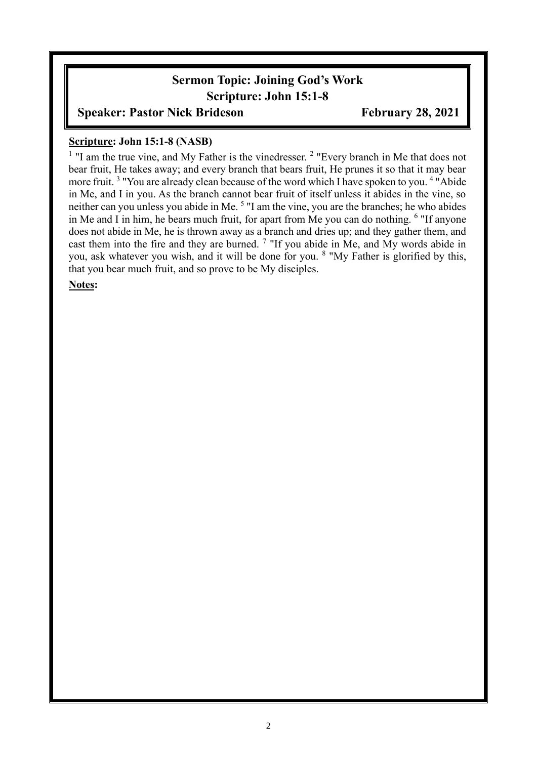# Sermon Topic: Joining God's Work

## Scripture: John 15:1-8

**Speaker: Pastor Nick Brideson** **February 28, 2021**

**Scripture: John 15:1-8 (NASB)**

[1] "I am the true vine, and My Father is the vinedresser. [2] "Every branch in Me that does not bear fruit, He takes away; and every branch that bears fruit, He prunes it so that it may bear more fruit. [3] "You are already clean because of the word which I have spoken to you. [4] "Abide in Me, and I in you. As the branch cannot bear fruit of itself unless it abides in the vine, so neither can you unless you abide in Me. [5] "I am the vine, you are the branches; he who abides in Me and I in him, he bears much fruit, for apart from Me you can do nothing. [6] "If anyone does not abide in Me, he is thrown away as a branch and dries up; and they gather them, and cast them into the fire and they are burned. [7] "If you abide in Me, and My words abide in you, ask whatever you wish, and it will be done for you. [8] "My Father is glorified by this, that you bear much fruit, and so prove to be My disciples.

**Notes:**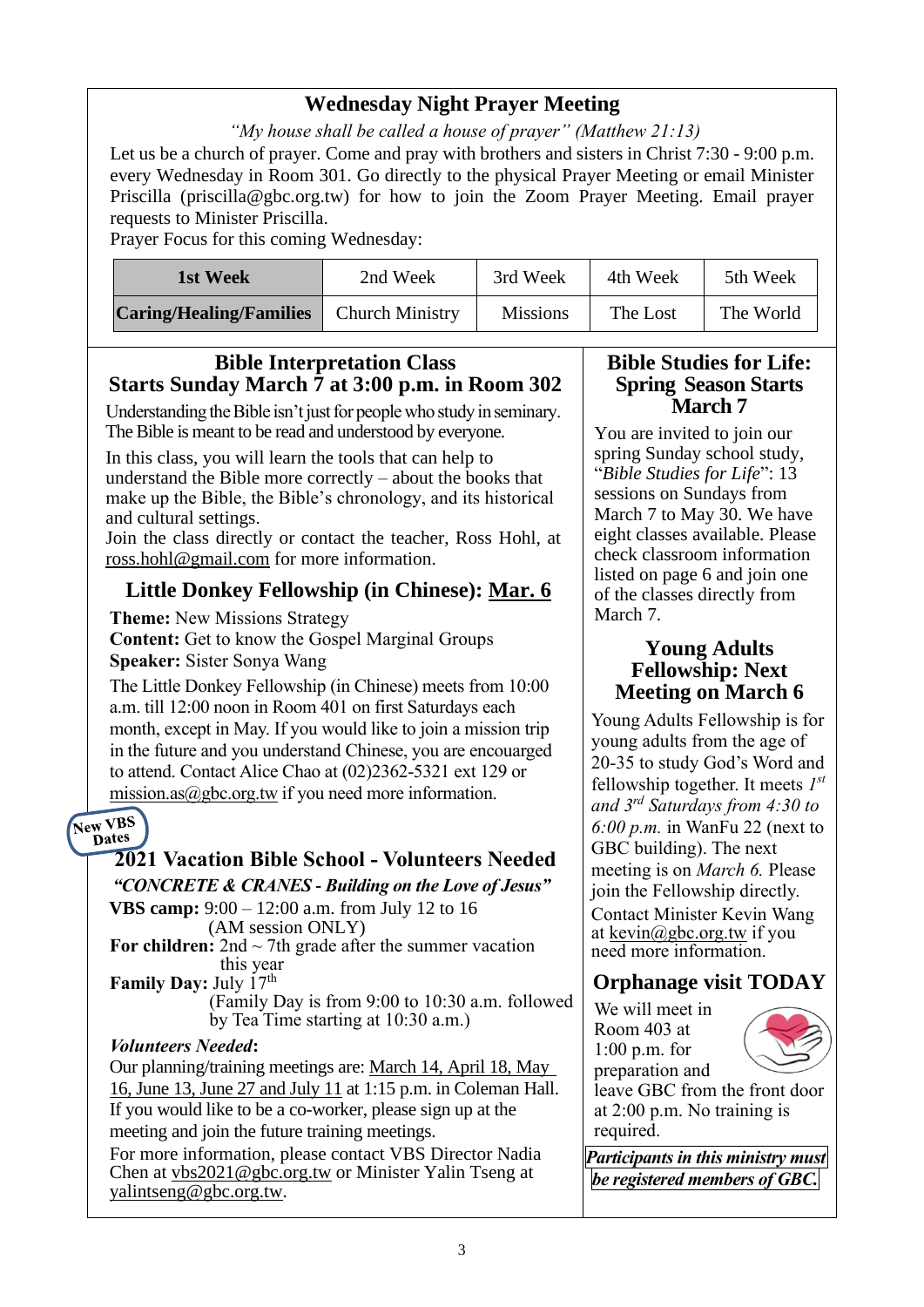## Wednesday Night Prayer Meeting

*"My house shall be called a house of prayer" (Matthew 21:13)*

Let us be a church of prayer. Come and pray with brothers and sisters in Christ 7:30 - 9:00 p.m. every Wednesday in Room 301. Go directly to the physical Prayer Meeting or email Minister Priscilla (priscilla@gbc.org.tw) for how to join the Zoom Prayer Meeting. Email prayer requests to Minister Priscilla.

Prayer Focus for this coming Wednesday:

| **1st Week** | 2nd Week | 3rd Week | 4th Week | 5th Week |
|---|---|---|---|---|
| **Caring/Healing/Families** | Church Ministry | Missions | The Lost | The World |

## Bible Interpretation Class
## Starts Sunday March 7 at 3:00 p.m. in Room 302

Understanding the Bible isn't just for people who study in seminary. The Bible is meant to be read and understood by everyone.

In this class, you will learn the tools that can help to understand the Bible more correctly – about the books that make up the Bible, the Bible's chronology, and its historical and cultural settings.

Join the class directly or contact the teacher, Ross Hohl, at ross.hohl@gmail.com for more information.

## Little Donkey Fellowship (in Chinese): Mar. 6

**Theme:** New Missions Strategy
**Content:** Get to know the Gospel Marginal Groups
**Speaker:** Sister Sonya Wang

The Little Donkey Fellowship (in Chinese) meets from 10:00 a.m. till 12:00 noon in Room 401 on first Saturdays each month, except in May. If you would like to join a mission trip in the future and you understand Chinese, you are encouarged to attend. Contact Alice Chao at (02)2362-5321 ext 129 or mission.as@gbc.org.tw if you need more information.

New VBS Dates

## 2021 Vacation Bible School - Volunteers Needed

***"CONCRETE & CRANES - Building on the Love of Jesus"***

**VBS camp:** 9:00 – 12:00 a.m. from July 12 to 16 (AM session ONLY)
**For children:** 2nd ~ 7th grade after the summer vacation this year
**Family Day:** July 17th (Family Day is from 9:00 to 10:30 a.m. followed by Tea Time starting at 10:30 a.m.)

***Volunteers Needed*:**

Our planning/training meetings are: March 14, April 18, May 16, June 13, June 27 and July 11 at 1:15 p.m. in Coleman Hall. If you would like to be a co-worker, please sign up at the meeting and join the future training meetings.

For more information, please contact VBS Director Nadia Chen at vbs2021@gbc.org.tw or Minister Yalin Tseng at yalintseng@gbc.org.tw.

## Bible Studies for Life: Spring Season Starts March 7

You are invited to join our spring Sunday school study, "*Bible Studies for Life*": 13 sessions on Sundays from March 7 to May 30. We have eight classes available. Please check classroom information listed on page 6 and join one of the classes directly from March 7.

## Young Adults Fellowship: Next Meeting on March 6

Young Adults Fellowship is for young adults from the age of 20-35 to study God's Word and fellowship together. It meets *1st and 3rd Saturdays from 4:30 to 6:00 p.m.* in WanFu 22 (next to GBC building). The next meeting is on *March 6.* Please join the Fellowship directly. Contact Minister Kevin Wang at kevin@gbc.org.tw if you need more information.

## Orphanage visit TODAY

We will meet in Room 403 at 1:00 p.m. for preparation and leave GBC from the front door at 2:00 p.m. No training is required.

***Participants in this ministry must be registered members of GBC.***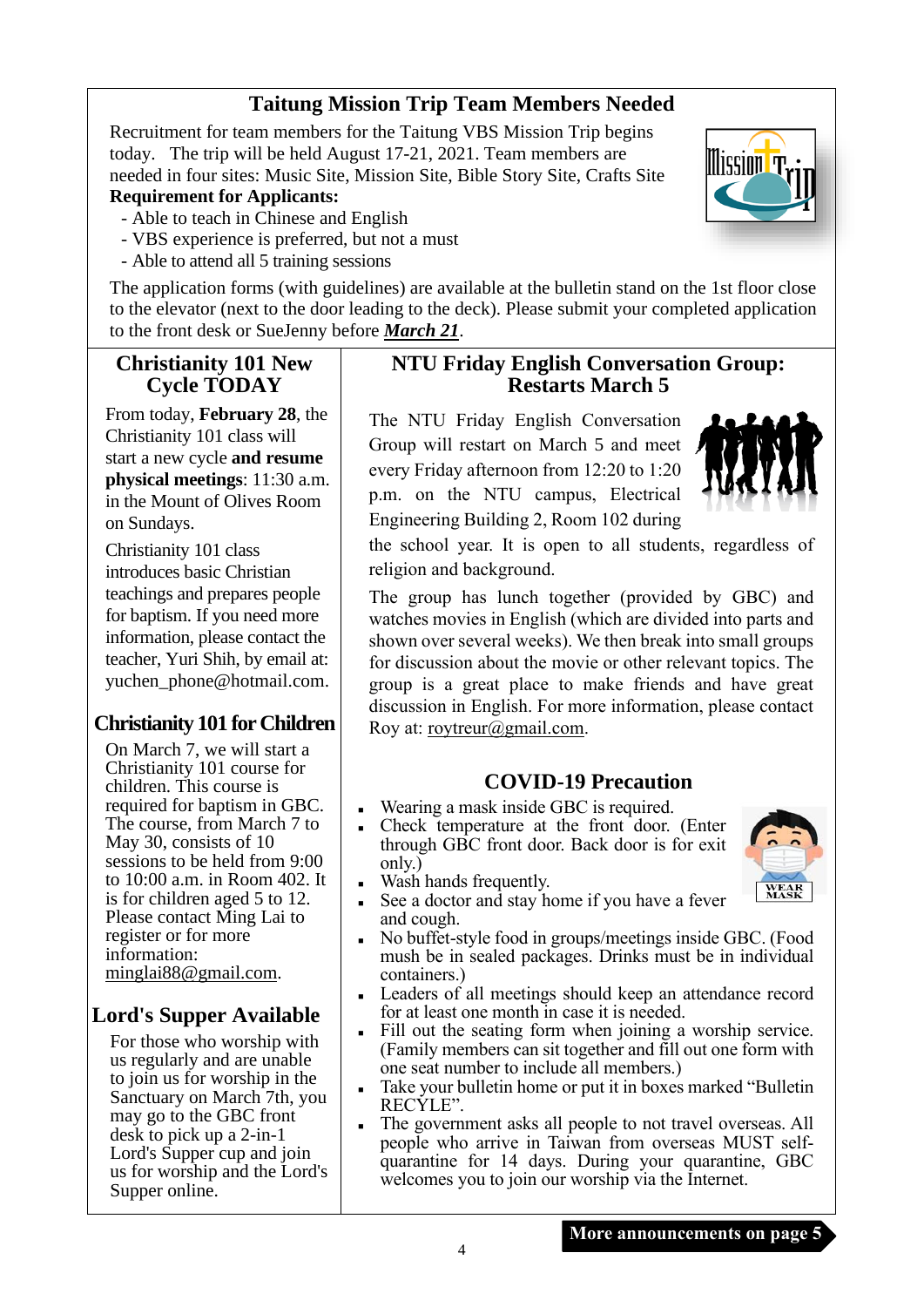## Taitung Mission Trip Team Members Needed

Recruitment for team members for the Taitung VBS Mission Trip begins today. The trip will be held August 17-21, 2021. Team members are needed in four sites: Music Site, Mission Site, Bible Story Site, Crafts Site

**Requirement for Applicants:**

- Able to teach in Chinese and English
- VBS experience is preferred, but not a must
- Able to attend all 5 training sessions

The application forms (with guidelines) are available at the bulletin stand on the 1st floor close to the elevator (next to the door leading to the deck). Please submit your completed application to the front desk or SueJenny before ***March 21***.

## Christianity 101 New Cycle TODAY

From today, **February 28**, the Christianity 101 class will start a new cycle **and resume physical meetings**: 11:30 a.m. in the Mount of Olives Room on Sundays.

Christianity 101 class introduces basic Christian teachings and prepares people for baptism. If you need more information, please contact the teacher, Yuri Shih, by email at: yuchen_phone@hotmail.com.

## Christianity 101 for Children

On March 7, we will start a Christianity 101 course for children. This course is required for baptism in GBC. The course, from March 7 to May 30, consists of 10 sessions to be held from 9:00 to 10:00 a.m. in Room 402. It is for children aged 5 to 12. Please contact Ming Lai to register or for more information: minglai88@gmail.com.

## Lord's Supper Available

For those who worship with us regularly and are unable to join us for worship in the Sanctuary on March 7th, you may go to the GBC front desk to pick up a 2-in-1 Lord's Supper cup and join us for worship and the Lord's Supper online.

## NTU Friday English Conversation Group: Restarts March 5

The NTU Friday English Conversation Group will restart on March 5 and meet every Friday afternoon from 12:20 to 1:20 p.m. on the NTU campus, Electrical Engineering Building 2, Room 102 during the school year. It is open to all students, regardless of religion and background.

The group has lunch together (provided by GBC) and watches movies in English (which are divided into parts and shown over several weeks). We then break into small groups for discussion about the movie or other relevant topics. The group is a great place to make friends and have great discussion in English. For more information, please contact Roy at: roytreur@gmail.com.

## COVID-19 Precaution

- Wearing a mask inside GBC is required.
- Check temperature at the front door. (Enter through GBC front door. Back door is for exit only.)
- Wash hands frequently.
- See a doctor and stay home if you have a fever and cough.
- No buffet-style food in groups/meetings inside GBC. (Food mush be in sealed packages. Drinks must be in individual containers.)
- Leaders of all meetings should keep an attendance record for at least one month in case it is needed.
- Fill out the seating form when joining a worship service. (Family members can sit together and fill out one form with one seat number to include all members.)
- Take your bulletin home or put it in boxes marked "Bulletin RECYLE".
- The government asks all people to not travel overseas. All people who arrive in Taiwan from overseas MUST self-quarantine for 14 days. During your quarantine, GBC welcomes you to join our worship via the Internet.

**More announcements on page 5**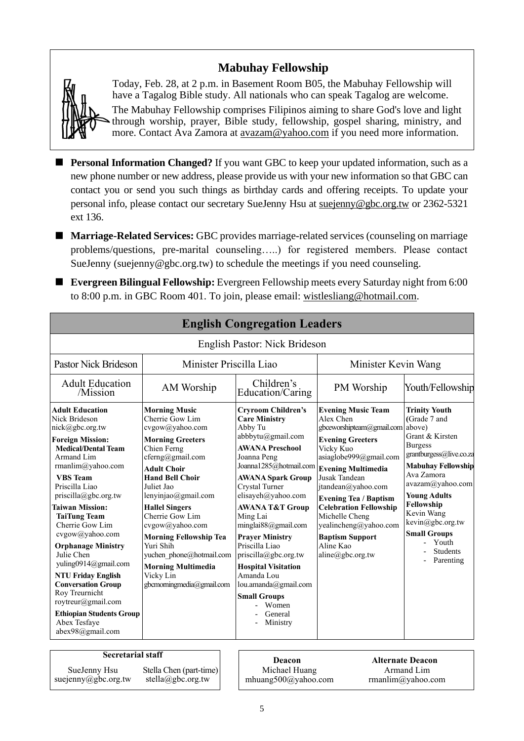## Mabuhay Fellowship

Today, Feb. 28, at 2 p.m. in Basement Room B05, the Mabuhay Fellowship will have a Tagalog Bible study. All nationals who can speak Tagalog are welcome.

The Mabuhay Fellowship comprises Filipinos aiming to share God's love and light through worship, prayer, Bible study, fellowship, gospel sharing, ministry, and more. Contact Ava Zamora at avazam@yahoo.com if you need more information.

- **Personal Information Changed?** If you want GBC to keep your updated information, such as a new phone number or new address, please provide us with your new information so that GBC can contact you or send you such things as birthday cards and offering receipts. To update your personal info, please contact our secretary SueJenny Hsu at suejenny@gbc.org.tw or 2362-5321 ext 136.
- **Marriage-Related Services:** GBC provides marriage-related services (counseling on marriage problems/questions, pre-marital counseling…..) for registered members. Please contact SueJenny (suejenny@gbc.org.tw) to schedule the meetings if you need counseling.
- **Evergreen Bilingual Fellowship:** Evergreen Fellowship meets every Saturday night from 6:00 to 8:00 p.m. in GBC Room 401. To join, please email: wistlesliang@hotmail.com.

## English Congregation Leaders

English Pastor: Nick Brideson

| Pastor Nick Brideson | Minister Priscilla Liao | | Minister Kevin Wang | |
|---|---|---|---|---|
| Adult Education /Mission | AM Worship | Children's Education/Caring | PM Worship | Youth/Fellowship |
| **Adult Education** Nick Brideson nick@gbc.org.tw<br>**Foreign Mission:**<br>**Medical/Dental Team** Armand Lim rmanlim@yahoo.com<br>**VBS Team** Priscilla Liao priscilla@gbc.org.tw<br>**Taiwan Mission:**<br>**TaiTung Team** Cherrie Gow Lim cvgow@yahoo.com<br>**Orphanage Ministry** Julie Chen yuling0914@gmail.com<br>**NTU Friday English Conversation Group** Roy Treurnicht roytreur@gmail.com<br>**Ethiopian Students Group** Abex Tesfaye abex98@gmail.com | **Morning Music** Cherrie Gow Lim cvgow@yahoo.com<br>**Morning Greeters** Chien Ferng cferng@gmail.com<br>**Adult Choir**<br>**Hand Bell Choir** Juliet Jao lenyinjao@gmail.com<br>**Hallel Singers** Cherrie Gow Lim cvgow@yahoo.com<br>**Morning Fellowship Tea** Yuri Shih yuchen_phone@hotmail.com<br>**Morning Multimedia** Vicky Lin gbcmorningmedia@gmail.com | **Cryroom Children's Care Ministry** Abby Tu abbbytu@gmail.com<br>**AWANA Preschool** Joanna Peng Joanna1285@hotmail.com<br>**AWANA Spark Group** Crystal Turner elisayeh@yahoo.com<br>**AWANA T&T Group** Ming Lai minglai88@gmail.com<br>**Prayer Ministry** Priscilla Liao priscilla@gbc.org.tw<br>**Hospital Visitation** Amanda Lou lou.amanda@gmail.com<br>**Small Groups**<br>- Women<br>- General<br>- Ministry | **Evening Music Team** Alex Chen gbceworshipteam@gmail.com<br>**Evening Greeters** Vicky Kuo asiaglobe999@gmail.com<br>**Evening Multimedia** Jusak Tandean jtandean@yahoo.com<br>**Evening Tea / Baptism Celebration Fellowship** Michelle Cheng yealincheng@yahoo.com<br>**Baptism Support** Aline Kao aline@gbc.org.tw | **Trinity Youth** (Grade 7 and above) Grant & Kirsten Burgess grantburgess@live.co.za<br>**Mabuhay Fellowship** Ava Zamora avazam@yahoo.com<br>**Young Adults Fellowship** Kevin Wang kevin@gbc.org.tw<br>**Small Groups**<br>- Youth<br>- Students<br>- Parenting |

| Secretarial staff | |
|---|---|
| SueJenny Hsu suejenny@gbc.org.tw | Stella Chen (part-time) stella@gbc.org.tw |

| Deacon | Alternate Deacon |
|---|---|
| Michael Huang mhuang500@yahoo.com | Armand Lim rmanlim@yahoo.com |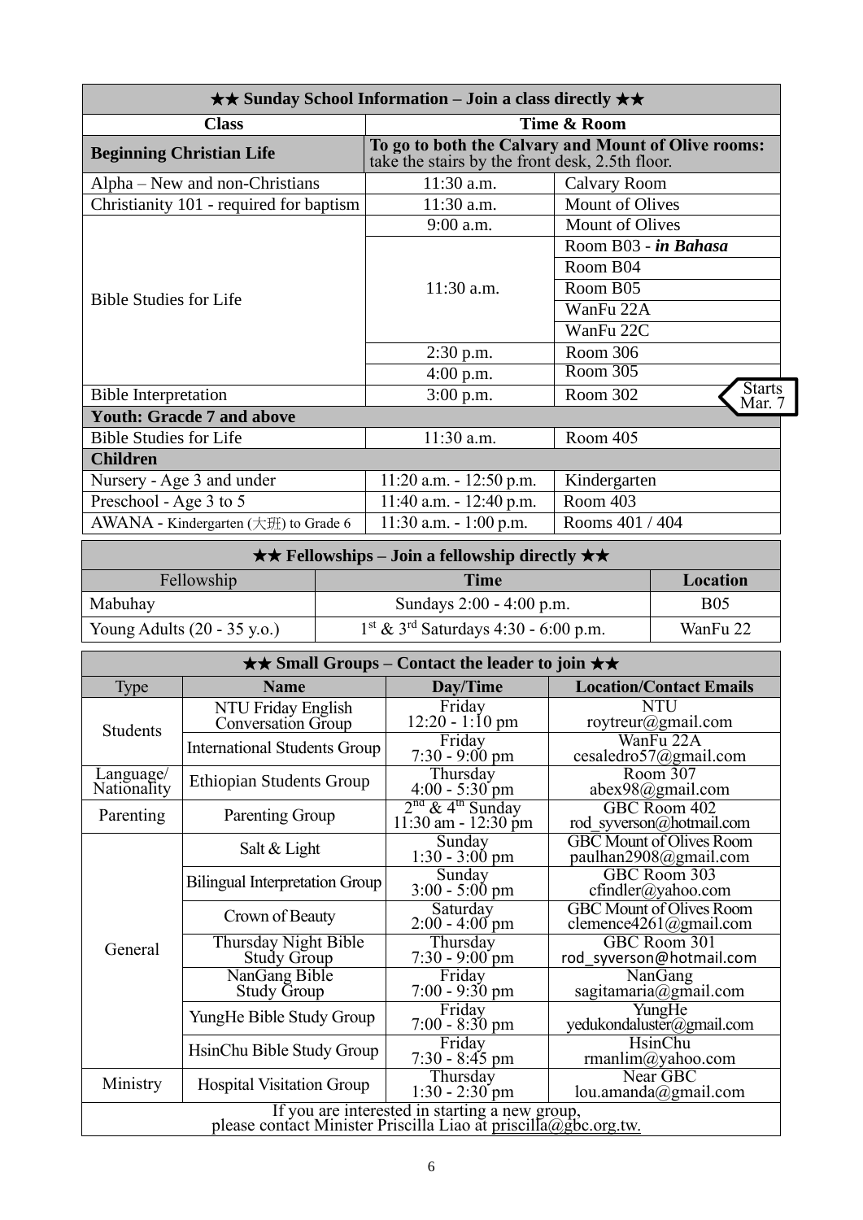| ★★ Sunday School Information – Join a class directly ★★ | | |
|---|---|---|
| **Class** | **Time & Room** | |
| **Beginning Christian Life** | **To go to both the Calvary and Mount of Olive rooms:** take the stairs by the front desk, 2.5th floor. | |
| Alpha – New and non-Christians | 11:30 a.m. | Calvary Room |
| Christianity 101 - required for baptism | 11:30 a.m. | Mount of Olives |
| Bible Studies for Life | 9:00 a.m. | Mount of Olives |
| | 11:30 a.m. | Room B03 - ***in Bahasa*** |
| | | Room B04 |
| | | Room B05 |
| | | WanFu 22A |
| | | WanFu 22C |
| | 2:30 p.m. | Room 306 |
| | 4:00 p.m. | Room 305 |
| Bible Interpretation | 3:00 p.m. | Room 302 (Starts Mar. 7) |
| **Youth: Gracde 7 and above** | | |
| Bible Studies for Life | 11:30 a.m. | Room 405 |
| **Children** | | |
| Nursery - Age 3 and under | 11:20 a.m. - 12:50 p.m. | Kindergarten |
| Preschool - Age 3 to 5 | 11:40 a.m. - 12:40 p.m. | Room 403 |
| AWANA - Kindergarten (大班) to Grade 6 | 11:30 a.m. - 1:00 p.m. | Rooms 401 / 404 |

| ★★ Fellowships – Join a fellowship directly ★★ | | |
|---|---|---|
| Fellowship | **Time** | **Location** |
| Mabuhay | Sundays 2:00 - 4:00 p.m. | B05 |
| Young Adults (20 - 35 y.o.) | 1st & 3rd Saturdays 4:30 - 6:00 p.m. | WanFu 22 |

| ★★ Small Groups – Contact the leader to join ★★ | | | |
|---|---|---|---|
| Type | **Name** | **Day/Time** | **Location/Contact Emails** |
| Students | NTU Friday English Conversation Group | Friday 12:20 - 1:10 pm | NTU roytreur@gmail.com |
| | International Students Group | Friday 7:30 - 9:00 pm | WanFu 22A cesaledro57@gmail.com |
| Language/ Nationality | Ethiopian Students Group | Thursday 4:00 - 5:30 pm | Room 307 abex98@gmail.com |
| Parenting | Parenting Group | 2nd & 4th Sunday 11:30 am - 12:30 pm | GBC Room 402 rod_syverson@hotmail.com |
| General | Salt & Light | Sunday 1:30 - 3:00 pm | GBC Mount of Olives Room paulhan2908@gmail.com |
| | Bilingual Interpretation Group | Sunday 3:00 - 5:00 pm | GBC Room 303 cfindler@yahoo.com |
| | Crown of Beauty | Saturday 2:00 - 4:00 pm | GBC Mount of Olives Room clemence4261@gmail.com |
| | Thursday Night Bible Study Group | Thursday 7:30 - 9:00 pm | GBC Room 301 rod_syverson@hotmail.com |
| | NanGang Bible Study Group | Friday 7:00 - 9:30 pm | NanGang sagitamaria@gmail.com |
| | YungHe Bible Study Group | Friday 7:00 - 8:30 pm | YungHe yedukondaluster@gmail.com |
| | HsinChu Bible Study Group | Friday 7:30 - 8:45 pm | HsinChu rmanlim@yahoo.com |
| Ministry | Hospital Visitation Group | Thursday 1:30 - 2:30 pm | Near GBC lou.amanda@gmail.com |
| If you are interested in starting a new group, please contact Minister Priscilla Liao at priscilla@gbc.org.tw. | | | |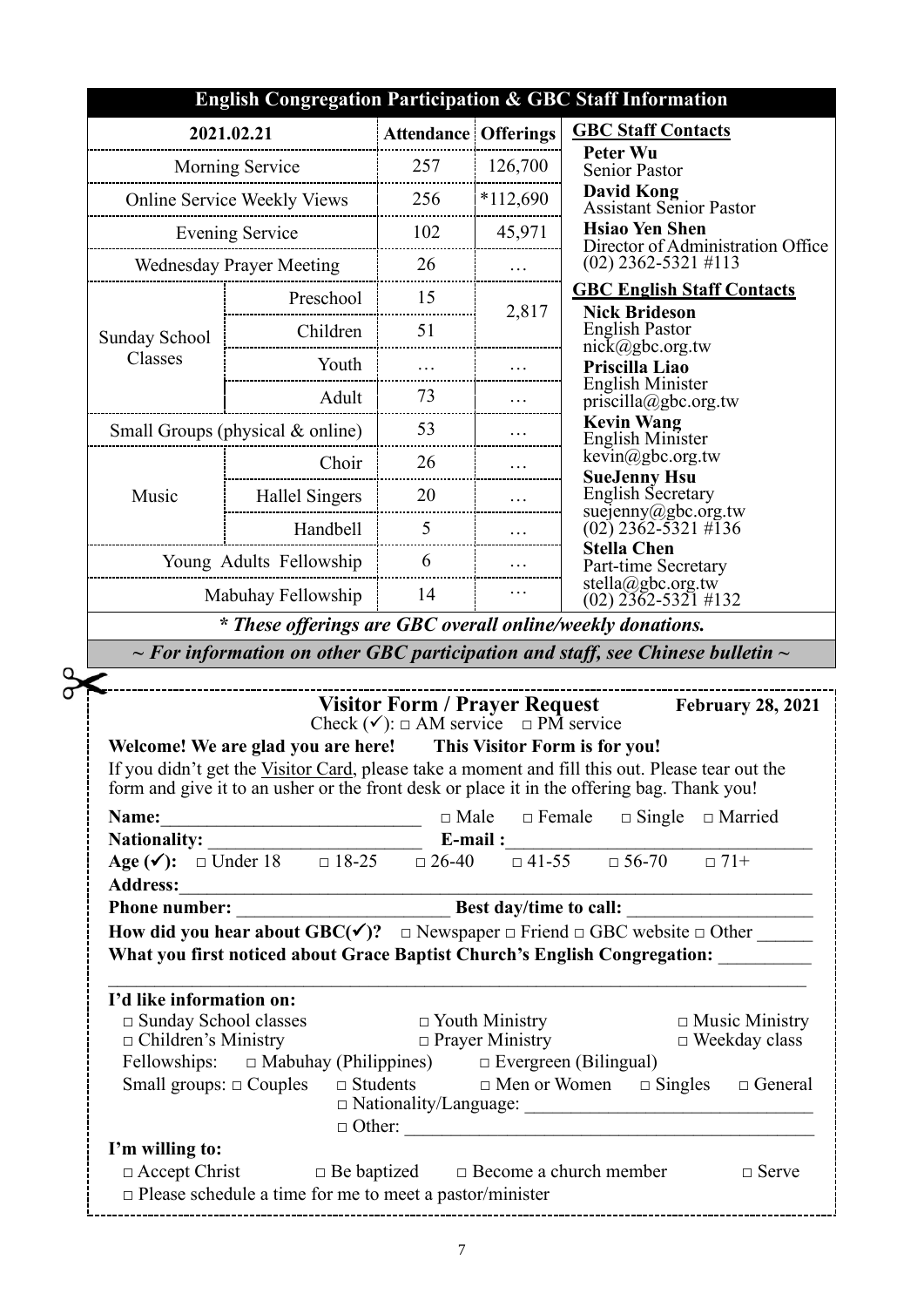## English Congregation Participation & GBC Staff Information

| 2021.02.21 | | Attendance | Offerings |
|---|---|---|---|
| Morning Service | | 257 | 126,700 |
| Online Service Weekly Views | | 256 | *112,690 |
| Evening Service | | 102 | 45,971 |
| Wednesday Prayer Meeting | | 26 | … |
| Sunday School Classes | Preschool | 15 | 2,817 |
| | Children | 51 | |
| | Youth | … | … |
| | Adult | 73 | … |
| Small Groups (physical & online) | | 53 | … |
| Music | Choir | 26 | … |
| | Hallel Singers | 20 | … |
| | Handbell | 5 | … |
| Young Adults Fellowship | | 6 | … |
| Mabuhay Fellowship | | 14 | … |

**GBC Staff Contacts**

**Peter Wu**
Senior Pastor

**David Kong**
Assistant Senior Pastor

**Hsiao Yen Shen**
Director of Administration Office
(02) 2362-5321 #113

**GBC English Staff Contacts**

**Nick Brideson**
English Pastor
nick@gbc.org.tw

**Priscilla Liao**
English Minister
priscilla@gbc.org.tw

**Kevin Wang**
English Minister
kevin@gbc.org.tw

**SueJenny Hsu**
English Secretary
suejenny@gbc.org.tw
(02) 2362-5321 #136

**Stella Chen**
Part-time Secretary
stella@gbc.org.tw
(02) 2362-5321 #132

***\* These offerings are GBC overall online/weekly donations.***

***~ For information on other GBC participation and staff, see Chinese bulletin ~***

---

### Visitor Form / Prayer Request — February 28, 2021

Check (✓): □ AM service □ PM service

**Welcome! We are glad you are here! This Visitor Form is for you!**

If you didn't get the Visitor Card, please take a moment and fill this out. Please tear out the form and give it to an usher or the front desk or place it in the offering bag. Thank you!

**Name:**\_\_\_\_\_\_\_\_\_\_\_\_\_\_\_\_\_\_\_\_\_\_\_\_\_\_\_\_ □ Male □ Female □ Single □ Married

**Nationality:** \_\_\_\_\_\_\_\_\_\_\_\_\_\_\_\_\_\_\_\_\_\_\_\_ **E-mail :**\_\_\_\_\_\_\_\_\_\_\_\_\_\_\_\_\_\_\_\_\_\_\_\_\_\_\_\_\_\_\_\_

**Age (✓):** □ Under 18 □ 18-25 □ 26-40 □ 41-55 □ 56-70 □ 71+

**Address:**\_\_\_\_\_\_\_\_\_\_\_\_\_\_\_\_\_\_\_\_\_\_\_\_\_\_\_\_\_\_\_\_\_\_\_\_\_\_\_\_\_\_\_\_\_\_\_\_\_\_\_\_\_\_\_\_\_\_\_\_\_\_\_\_

**Phone number:** \_\_\_\_\_\_\_\_\_\_\_\_\_\_\_\_\_\_\_\_\_\_\_ **Best day/time to call:** \_\_\_\_\_\_\_\_\_\_\_\_\_\_\_\_\_\_\_

**How did you hear about GBC(✓)?** □ Newspaper □ Friend □ GBC website □ Other \_\_\_\_\_\_

**What you first noticed about Grace Baptist Church's English Congregation:** \_\_\_\_\_\_\_\_\_\_

\_\_\_\_\_\_\_\_\_\_\_\_\_\_\_\_\_\_\_\_\_\_\_\_\_\_\_\_\_\_\_\_\_\_\_\_\_\_\_\_\_\_\_\_\_\_\_\_\_\_\_\_\_\_\_\_\_\_\_\_\_\_\_\_\_\_\_\_\_\_\_\_\_\_\_\_\_\_

**I'd like information on:**

□ Sunday School classes □ Youth Ministry □ Music Ministry
□ Children's Ministry □ Prayer Ministry □ Weekday class

Fellowships: □ Mabuhay (Philippines) □ Evergreen (Bilingual)

Small groups: □ Couples □ Students □ Men or Women □ Singles □ General
□ Nationality/Language: \_\_\_\_\_\_\_\_\_\_\_\_\_\_\_\_\_\_\_\_\_\_\_\_\_\_\_\_\_\_
□ Other: \_\_\_\_\_\_\_\_\_\_\_\_\_\_\_\_\_\_\_\_\_\_\_\_\_\_\_\_\_\_\_\_\_\_\_\_\_\_\_\_\_\_\_

**I'm willing to:**

□ Accept Christ □ Be baptized □ Become a church member □ Serve

□ Please schedule a time for me to meet a pastor/minister